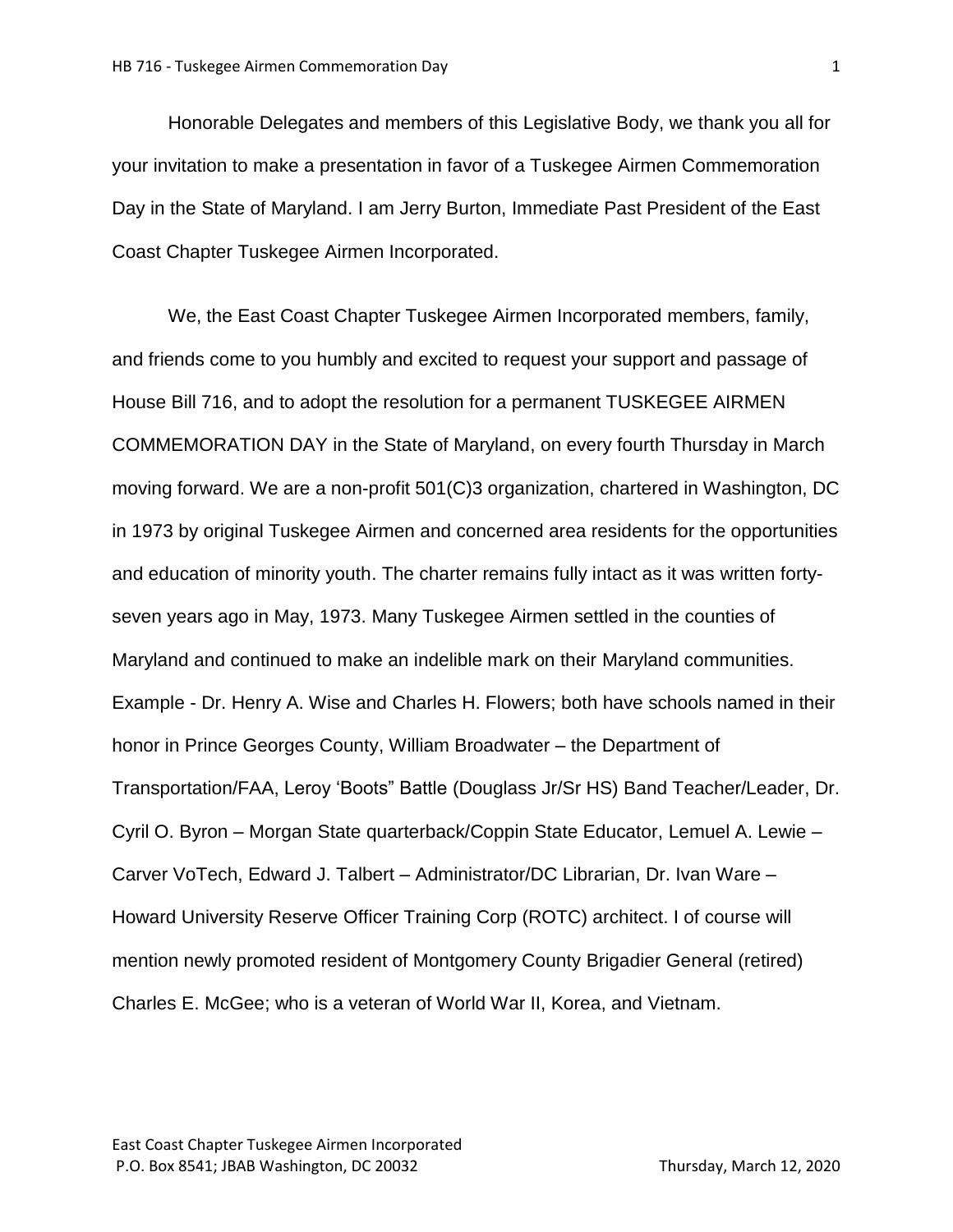Honorable Delegates and members of this Legislative Body, we thank you all for your invitation to make a presentation in favor of a Tuskegee Airmen Commemoration Day in the State of Maryland. I am Jerry Burton, Immediate Past President of the East Coast Chapter Tuskegee Airmen Incorporated.

We, the East Coast Chapter Tuskegee Airmen Incorporated members, family, and friends come to you humbly and excited to request your support and passage of House Bill 716, and to adopt the resolution for a permanent TUSKEGEE AIRMEN COMMEMORATION DAY in the State of Maryland, on every fourth Thursday in March moving forward. We are a non-profit 501(C)3 organization, chartered in Washington, DC in 1973 by original Tuskegee Airmen and concerned area residents for the opportunities and education of minority youth. The charter remains fully intact as it was written forty-seven years ago in May, 1973. Many Tuskegee Airmen settled in the counties of Maryland and continued to make an indelible mark on their Maryland communities. Example - Dr. Henry A. Wise and Charles H. Flowers; both have schools named in their honor in Prince Georges County, William Broadwater – the Department of Transportation/FAA, Leroy 'Boots" Battle (Douglass Jr/Sr HS) Band Teacher/Leader, Dr. Cyril O. Byron – Morgan State quarterback/Coppin State Educator, Lemuel A. Lewie – Carver VoTech, Edward J. Talbert – Administrator/DC Librarian, Dr. Ivan Ware – Howard University Reserve Officer Training Corp (ROTC) architect. I of course will mention newly promoted resident of Montgomery County Brigadier General (retired) Charles E. McGee; who is a veteran of World War II, Korea, and Vietnam.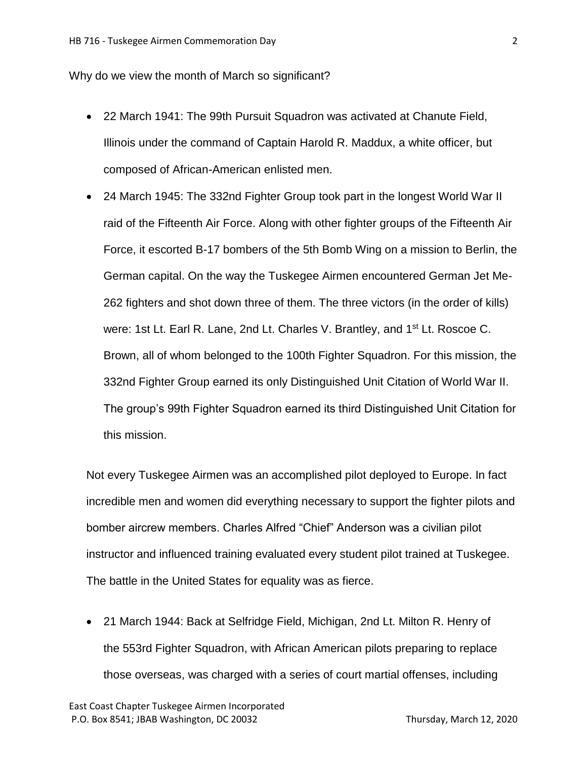Why do we view the month of March so significant?

- 22 March 1941: The 99th Pursuit Squadron was activated at Chanute Field, Illinois under the command of Captain Harold R. Maddux, a white officer, but composed of African-American enlisted men.
- 24 March 1945: The 332nd Fighter Group took part in the longest World War II raid of the Fifteenth Air Force. Along with other fighter groups of the Fifteenth Air Force, it escorted B-17 bombers of the 5th Bomb Wing on a mission to Berlin, the German capital. On the way the Tuskegee Airmen encountered German Jet Me-262 fighters and shot down three of them. The three victors (in the order of kills) were: 1st Lt. Earl R. Lane, 2nd Lt. Charles V. Brantley, and 1st Lt. Roscoe C. Brown, all of whom belonged to the 100th Fighter Squadron. For this mission, the 332nd Fighter Group earned its only Distinguished Unit Citation of World War II. The group's 99th Fighter Squadron earned its third Distinguished Unit Citation for this mission.

Not every Tuskegee Airmen was an accomplished pilot deployed to Europe. In fact incredible men and women did everything necessary to support the fighter pilots and bomber aircrew members. Charles Alfred "Chief" Anderson was a civilian pilot instructor and influenced training evaluated every student pilot trained at Tuskegee. The battle in the United States for equality was as fierce.

- 21 March 1944: Back at Selfridge Field, Michigan, 2nd Lt. Milton R. Henry of the 553rd Fighter Squadron, with African American pilots preparing to replace those overseas, was charged with a series of court martial offenses, including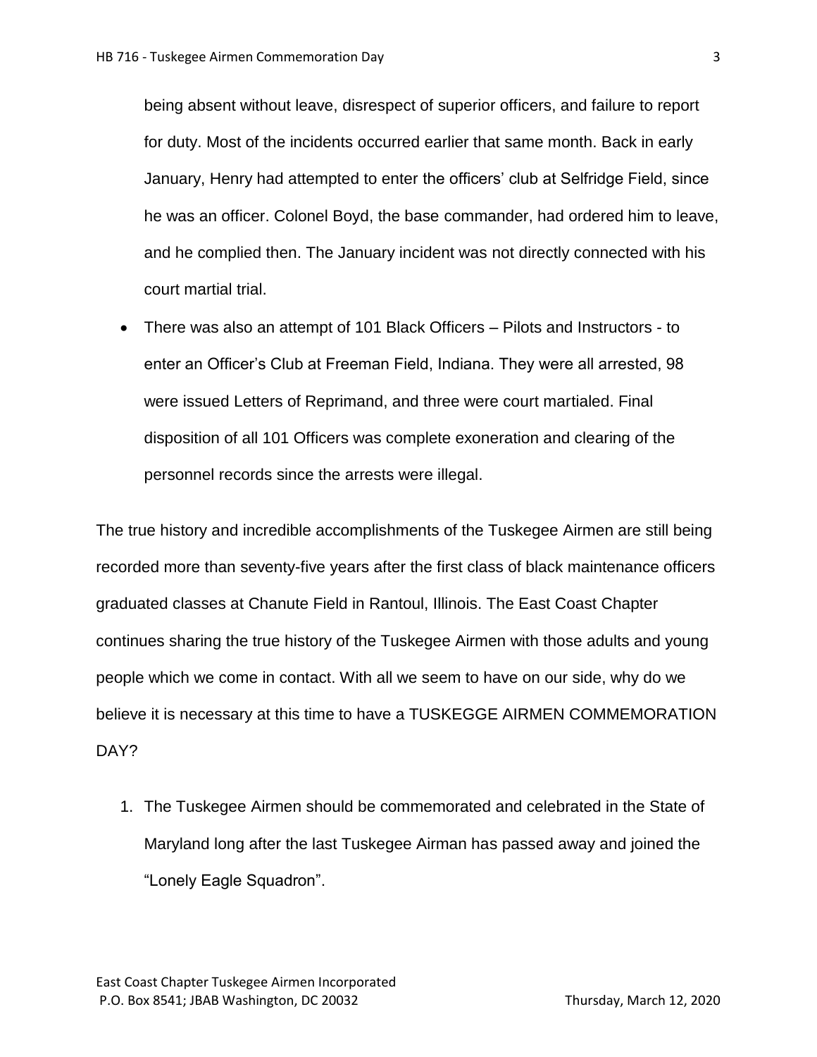being absent without leave, disrespect of superior officers, and failure to report for duty. Most of the incidents occurred earlier that same month. Back in early January, Henry had attempted to enter the officers' club at Selfridge Field, since he was an officer. Colonel Boyd, the base commander, had ordered him to leave, and he complied then. The January incident was not directly connected with his court martial trial.

- There was also an attempt of 101 Black Officers – Pilots and Instructors - to enter an Officer's Club at Freeman Field, Indiana. They were all arrested, 98 were issued Letters of Reprimand, and three were court martialed. Final disposition of all 101 Officers was complete exoneration and clearing of the personnel records since the arrests were illegal.

The true history and incredible accomplishments of the Tuskegee Airmen are still being recorded more than seventy-five years after the first class of black maintenance officers graduated classes at Chanute Field in Rantoul, Illinois. The East Coast Chapter continues sharing the true history of the Tuskegee Airmen with those adults and young people which we come in contact. With all we seem to have on our side, why do we believe it is necessary at this time to have a TUSKEGGE AIRMEN COMMEMORATION DAY?

1. The Tuskegee Airmen should be commemorated and celebrated in the State of Maryland long after the last Tuskegee Airman has passed away and joined the "Lonely Eagle Squadron".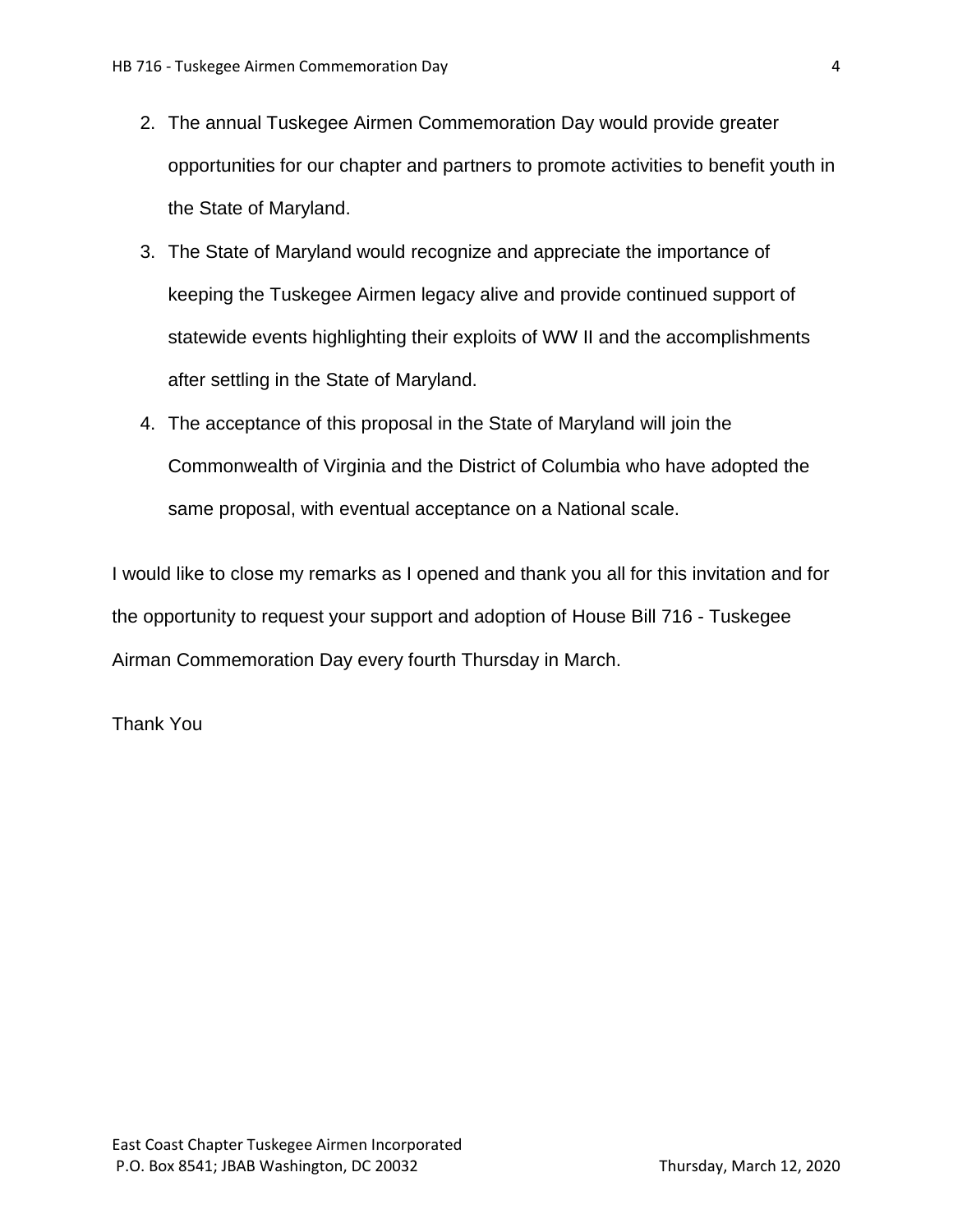2. The annual Tuskegee Airmen Commemoration Day would provide greater opportunities for our chapter and partners to promote activities to benefit youth in the State of Maryland.
3. The State of Maryland would recognize and appreciate the importance of keeping the Tuskegee Airmen legacy alive and provide continued support of statewide events highlighting their exploits of WW II and the accomplishments after settling in the State of Maryland.
4. The acceptance of this proposal in the State of Maryland will join the Commonwealth of Virginia and the District of Columbia who have adopted the same proposal, with eventual acceptance on a National scale.

I would like to close my remarks as I opened and thank you all for this invitation and for the opportunity to request your support and adoption of House Bill 716 - Tuskegee Airman Commemoration Day every fourth Thursday in March.

Thank You